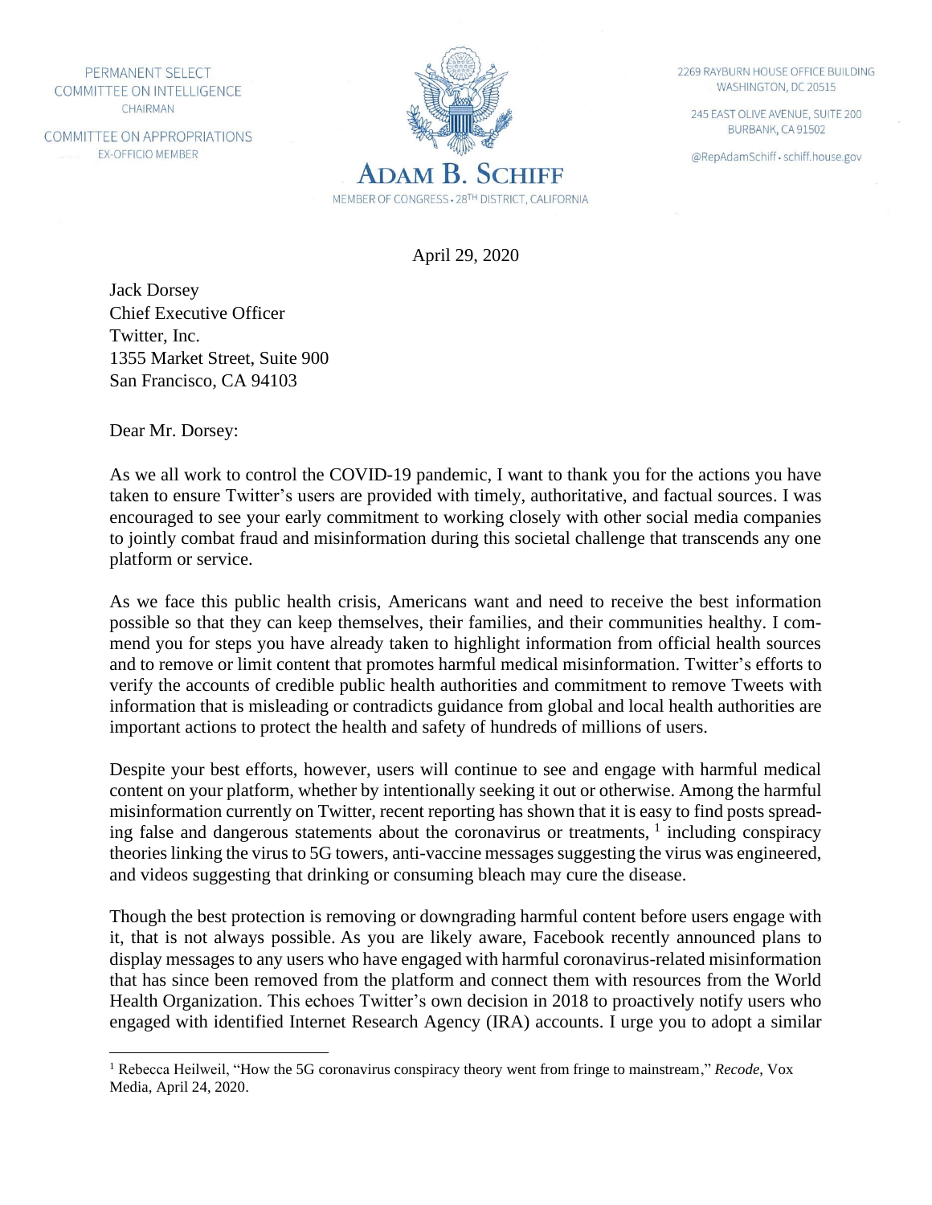PERMANENT SELECT COMMITTEE ON INTELLIGENCE
CHAIRMAN

COMMITTEE ON APPROPRIATIONS
EX-OFFICIO MEMBER

**ADAM B. SCHIFF**
MEMBER OF CONGRESS • 28TH DISTRICT, CALIFORNIA

2269 RAYBURN HOUSE OFFICE BUILDING
WASHINGTON, DC 20515

245 EAST OLIVE AVENUE, SUITE 200
BURBANK, CA 91502

@RepAdamSchiff • schiff.house.gov

April 29, 2020

Jack Dorsey
Chief Executive Officer
Twitter, Inc.
1355 Market Street, Suite 900
San Francisco, CA 94103

Dear Mr. Dorsey:

As we all work to control the COVID-19 pandemic, I want to thank you for the actions you have taken to ensure Twitter's users are provided with timely, authoritative, and factual sources. I was encouraged to see your early commitment to working closely with other social media companies to jointly combat fraud and misinformation during this societal challenge that transcends any one platform or service.

As we face this public health crisis, Americans want and need to receive the best information possible so that they can keep themselves, their families, and their communities healthy. I commend you for steps you have already taken to highlight information from official health sources and to remove or limit content that promotes harmful medical misinformation. Twitter's efforts to verify the accounts of credible public health authorities and commitment to remove Tweets with information that is misleading or contradicts guidance from global and local health authorities are important actions to protect the health and safety of hundreds of millions of users.

Despite your best efforts, however, users will continue to see and engage with harmful medical content on your platform, whether by intentionally seeking it out or otherwise. Among the harmful misinformation currently on Twitter, recent reporting has shown that it is easy to find posts spreading false and dangerous statements about the coronavirus or treatments, [1] including conspiracy theories linking the virus to 5G towers, anti-vaccine messages suggesting the virus was engineered, and videos suggesting that drinking or consuming bleach may cure the disease.

Though the best protection is removing or downgrading harmful content before users engage with it, that is not always possible. As you are likely aware, Facebook recently announced plans to display messages to any users who have engaged with harmful coronavirus-related misinformation that has since been removed from the platform and connect them with resources from the World Health Organization. This echoes Twitter's own decision in 2018 to proactively notify users who engaged with identified Internet Research Agency (IRA) accounts. I urge you to adopt a similar

[1] Rebecca Heilweil, "How the 5G coronavirus conspiracy theory went from fringe to mainstream," *Recode*, Vox Media, April 24, 2020.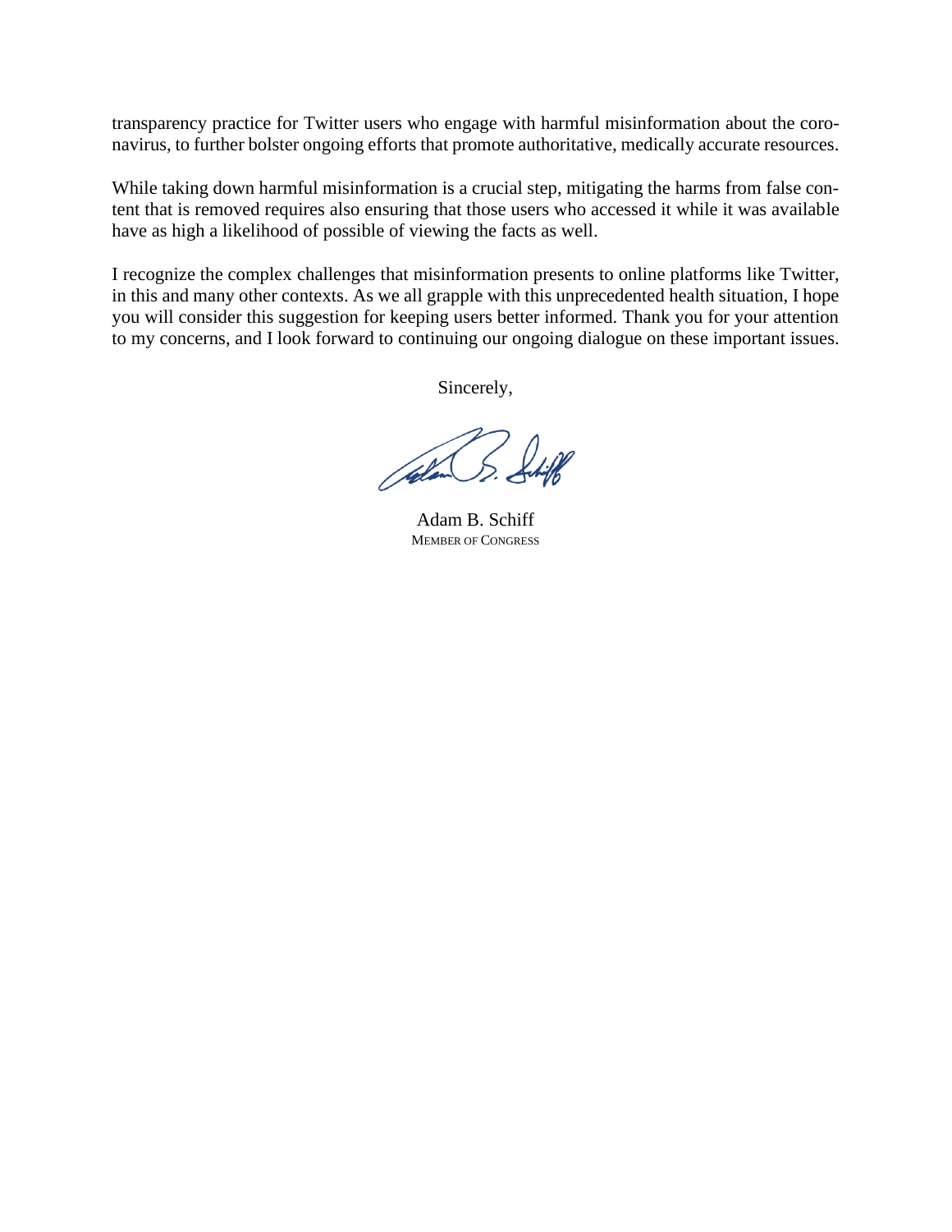transparency practice for Twitter users who engage with harmful misinformation about the coronavirus, to further bolster ongoing efforts that promote authoritative, medically accurate resources.

While taking down harmful misinformation is a crucial step, mitigating the harms from false content that is removed requires also ensuring that those users who accessed it while it was available have as high a likelihood of possible of viewing the facts as well.

I recognize the complex challenges that misinformation presents to online platforms like Twitter, in this and many other contexts. As we all grapple with this unprecedented health situation, I hope you will consider this suggestion for keeping users better informed. Thank you for your attention to my concerns, and I look forward to continuing our ongoing dialogue on these important issues.

Sincerely,

Adam B. Schiff
MEMBER OF CONGRESS